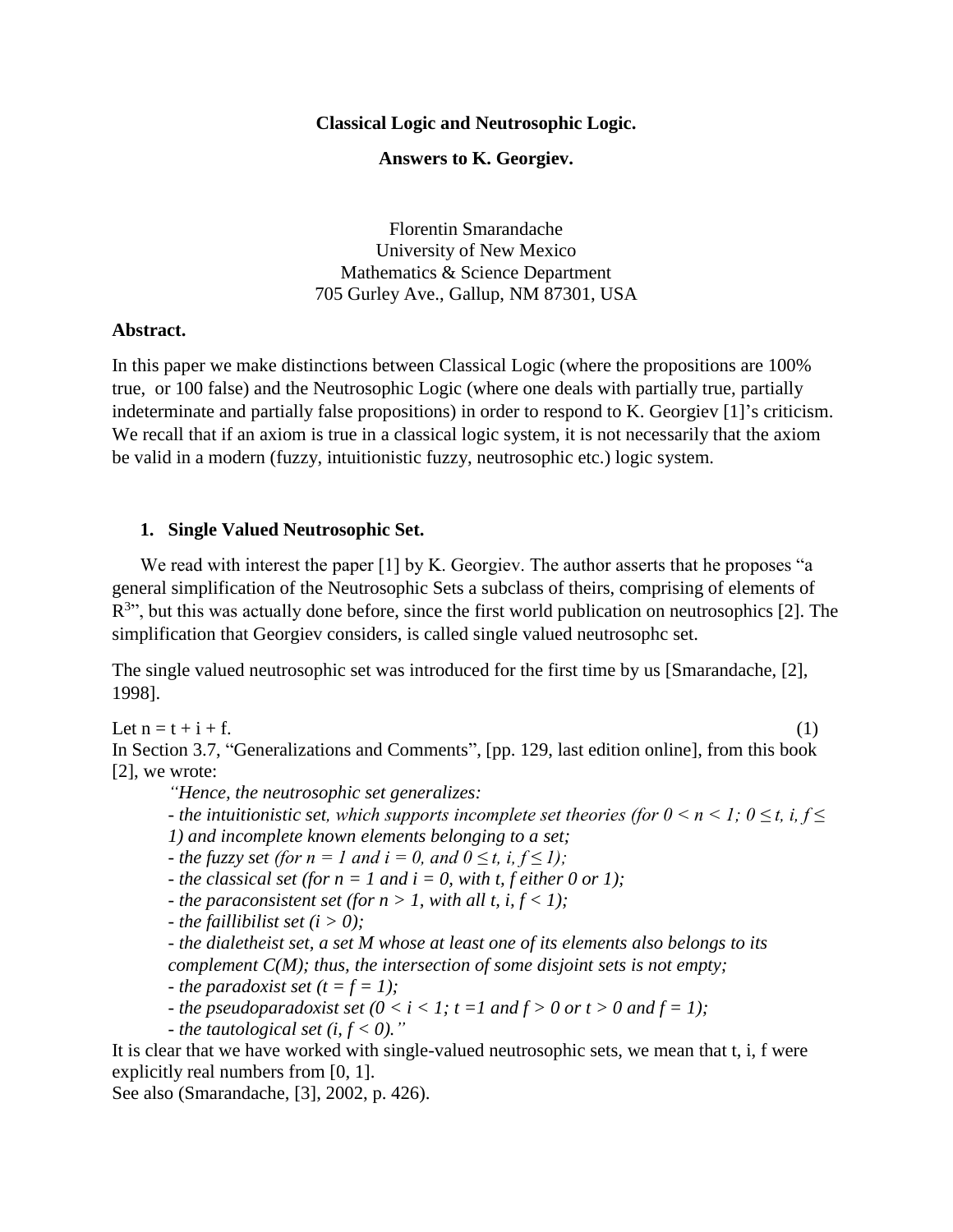**Classical Logic and Neutrosophic Logic.**

**Answers to K. Georgiev.**

Florentin Smarandache
University of New Mexico
Mathematics & Science Department
705 Gurley Ave., Gallup, NM 87301, USA

**Abstract.**

In this paper we make distinctions between Classical Logic (where the propositions are 100% true, or 100 false) and the Neutrosophic Logic (where one deals with partially true, partially indeterminate and partially false propositions) in order to respond to K. Georgiev [1]'s criticism. We recall that if an axiom is true in a classical logic system, it is not necessarily that the axiom be valid in a modern (fuzzy, intuitionistic fuzzy, neutrosophic etc.) logic system.

## 1. Single Valued Neutrosophic Set.

We read with interest the paper [1] by K. Georgiev. The author asserts that he proposes "a general simplification of the Neutrosophic Sets a subclass of theirs, comprising of elements of $R^3$", but this was actually done before, since the first world publication on neutrosophics [2]. The simplification that Georgiev considers, is called single valued neutrosophc set.

The single valued neutrosophic set was introduced for the first time by us [Smarandache, [2], 1998].

Let $n = t + i + f$. (1)

In Section 3.7, "Generalizations and Comments", [pp. 129, last edition online], from this book [2], we wrote:

> *"Hence, the neutrosophic set generalizes:*
>
> *- the intuitionistic set, which supports incomplete set theories (for $0 < n < 1$; $0 \leq t, i, f \leq 1$) and incomplete known elements belonging to a set;*
>
> *- the fuzzy set (for $n = 1$ and $i = 0$, and $0 \leq t, i, f \leq 1$);*
>
> *- the classical set (for $n = 1$ and $i = 0$, with $t, f$ either 0 or 1);*
>
> *- the paraconsistent set (for $n > 1$, with all $t, i, f < 1$);*
>
> *- the faillibilist set ($i > 0$);*
>
> *- the dialetheist set, a set M whose at least one of its elements also belongs to its complement C(M); thus, the intersection of some disjoint sets is not empty;*
>
> *- the paradoxist set ($t = f = 1$);*
>
> *- the pseudoparadoxist set ($0 < i < 1$; $t = 1$ and $f > 0$ or $t > 0$ and $f = 1$);*
>
> *- the tautological set ($i, f < 0$)."*

It is clear that we have worked with single-valued neutrosophic sets, we mean that t, i, f were explicitly real numbers from [0, 1].

See also (Smarandache, [3], 2002, p. 426).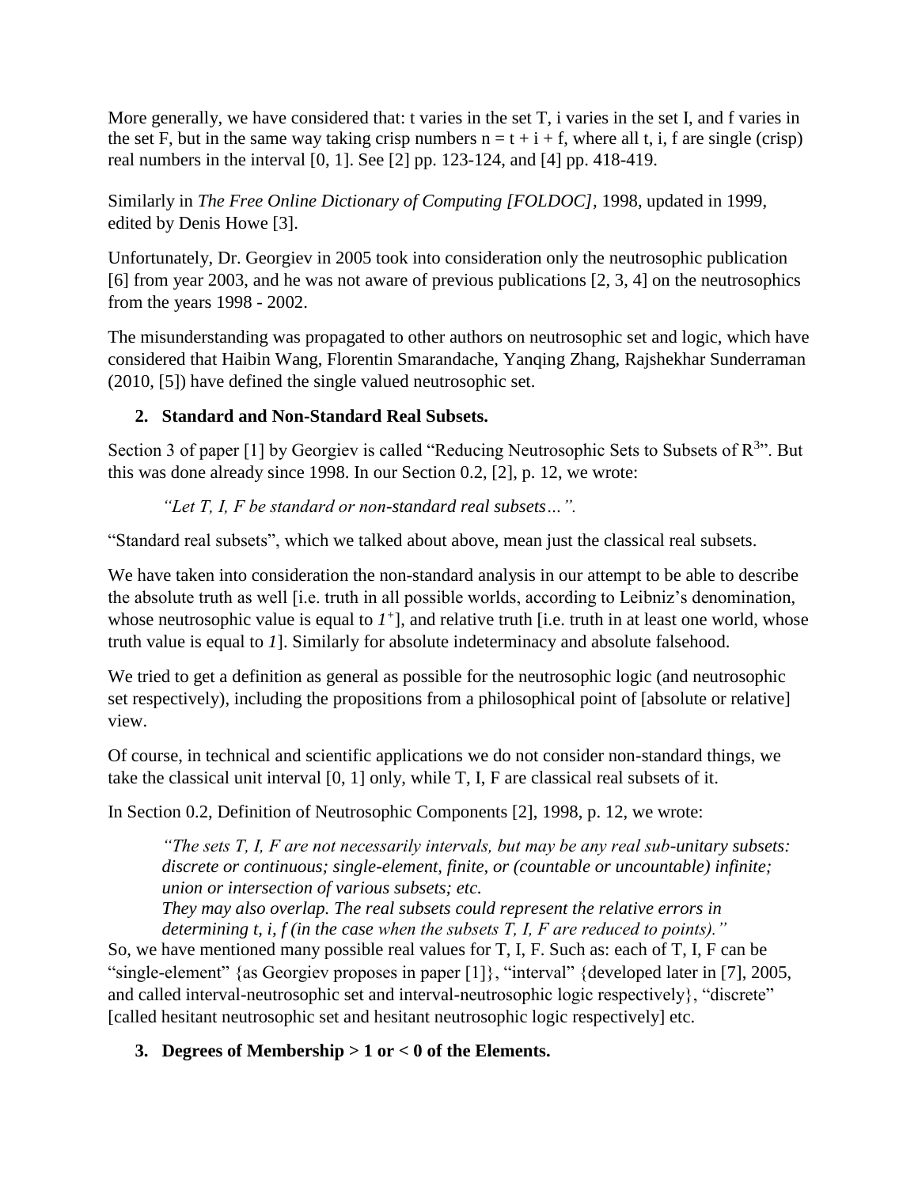More generally, we have considered that: t varies in the set T, i varies in the set I, and f varies in the set F, but in the same way taking crisp numbers $n = t + i + f$, where all t, i, f are single (crisp) real numbers in the interval [0, 1]. See [2] pp. 123-124, and [4] pp. 418-419.

Similarly in *The Free Online Dictionary of Computing [FOLDOC]*, 1998, updated in 1999, edited by Denis Howe [3].

Unfortunately, Dr. Georgiev in 2005 took into consideration only the neutrosophic publication [6] from year 2003, and he was not aware of previous publications [2, 3, 4] on the neutrosophics from the years 1998 - 2002.

The misunderstanding was propagated to other authors on neutrosophic set and logic, which have considered that Haibin Wang, Florentin Smarandache, Yanqing Zhang, Rajshekhar Sunderraman (2010, [5]) have defined the single valued neutrosophic set.

## 2. Standard and Non-Standard Real Subsets.

Section 3 of paper [1] by Georgiev is called "Reducing Neutrosophic Sets to Subsets of $R^3$". But this was done already since 1998. In our Section 0.2, [2], p. 12, we wrote:

> *"Let T, I, F be standard or non-standard real subsets…".*

"Standard real subsets", which we talked about above, mean just the classical real subsets.

We have taken into consideration the non-standard analysis in our attempt to be able to describe the absolute truth as well [i.e. truth in all possible worlds, according to Leibniz's denomination, whose neutrosophic value is equal to $1^+$], and relative truth [i.e. truth in at least one world, whose truth value is equal to *1*]. Similarly for absolute indeterminacy and absolute falsehood.

We tried to get a definition as general as possible for the neutrosophic logic (and neutrosophic set respectively), including the propositions from a philosophical point of [absolute or relative] view.

Of course, in technical and scientific applications we do not consider non-standard things, we take the classical unit interval [0, 1] only, while T, I, F are classical real subsets of it.

In Section 0.2, Definition of Neutrosophic Components [2], 1998, p. 12, we wrote:

> *"The sets T, I, F are not necessarily intervals, but may be any real sub-unitary subsets: discrete or continuous; single-element, finite, or (countable or uncountable) infinite; union or intersection of various subsets; etc.*
> *They may also overlap. The real subsets could represent the relative errors in determining t, i, f (in the case when the subsets T, I, F are reduced to points)."*

So, we have mentioned many possible real values for T, I, F. Such as: each of T, I, F can be "single-element" {as Georgiev proposes in paper [1]}, "interval" {developed later in [7], 2005, and called interval-neutrosophic set and interval-neutrosophic logic respectively}, "discrete" [called hesitant neutrosophic set and hesitant neutrosophic logic respectively] etc.

## 3. Degrees of Membership > 1 or < 0 of the Elements.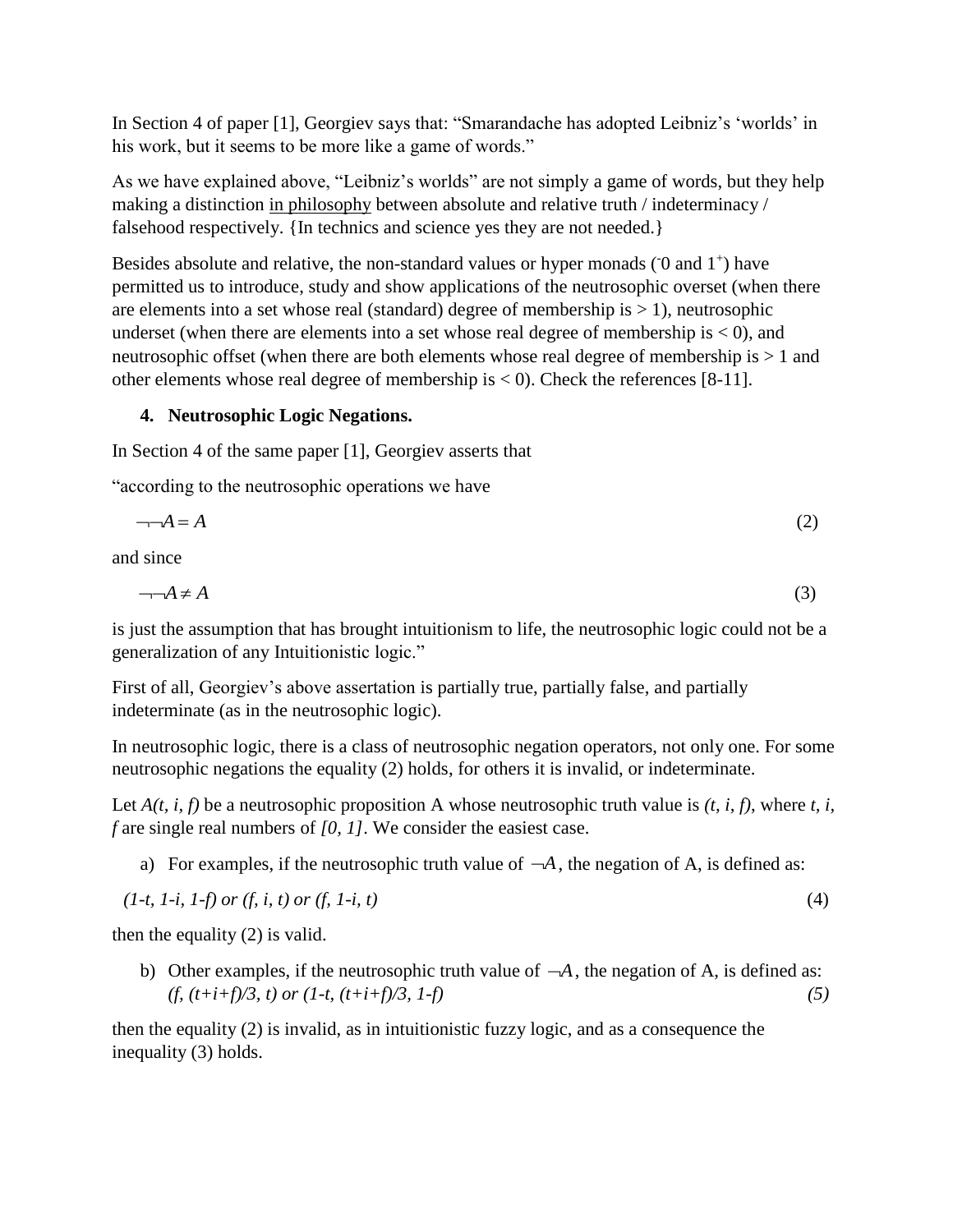In Section 4 of paper [1], Georgiev says that: "Smarandache has adopted Leibniz's 'worlds' in his work, but it seems to be more like a game of words."

As we have explained above, "Leibniz's worlds" are not simply a game of words, but they help making a distinction in philosophy between absolute and relative truth / indeterminacy / falsehood respectively. {In technics and science yes they are not needed.}

Besides absolute and relative, the non-standard values or hyper monads ($^{-}0$ and $1^{+}$) have permitted us to introduce, study and show applications of the neutrosophic overset (when there are elements into a set whose real (standard) degree of membership is > 1), neutrosophic underset (when there are elements into a set whose real degree of membership is < 0), and neutrosophic offset (when there are both elements whose real degree of membership is > 1 and other elements whose real degree of membership is < 0). Check the references [8-11].

## 4. Neutrosophic Logic Negations.

In Section 4 of the same paper [1], Georgiev asserts that

"according to the neutrosophic operations we have

$$\neg\neg A = A \tag{2}$$

and since

$$\neg\neg A \neq A \tag{3}$$

is just the assumption that has brought intuitionism to life, the neutrosophic logic could not be a generalization of any Intuitionistic logic."

First of all, Georgiev's above assertion is partially true, partially false, and partially indeterminate (as in the neutrosophic logic).

In neutrosophic logic, there is a class of neutrosophic negation operators, not only one. For some neutrosophic negations the equality (2) holds, for others it is invalid, or indeterminate.

Let $A(t, i, f)$ be a neutrosophic proposition A whose neutrosophic truth value is $(t, i, f)$, where $t, i, f$ are single real numbers of $[0, 1]$. We consider the easiest case.

a) For examples, if the neutrosophic truth value of $\neg A$, the negation of A, is defined as:

$$(1\text{-}t,\ 1\text{-}i,\ 1\text{-}f) \text{ or } (f,\ i,\ t) \text{ or } (f,\ 1\text{-}i,\ t) \tag{4}$$

then the equality (2) is valid.

b) Other examples, if the neutrosophic truth value of $\neg A$, the negation of A, is defined as:

$$(f,\ (t+i+f)/3,\ t) \text{ or } (1\text{-}t,\ (t+i+f)/3,\ 1\text{-}f) \tag{5}$$

then the equality (2) is invalid, as in intuitionistic fuzzy logic, and as a consequence the inequality (3) holds.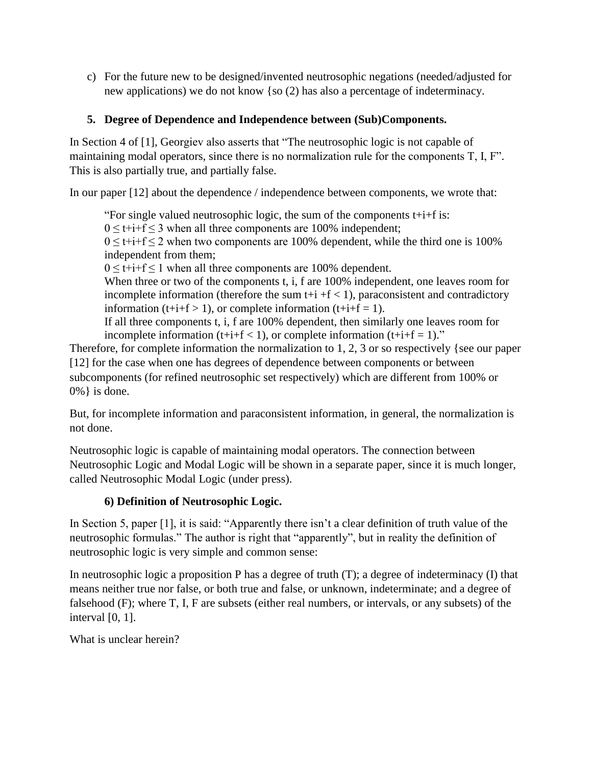c) For the future new to be designed/invented neutrosophic negations (needed/adjusted for new applications) we do not know {so (2) has also a percentage of indeterminacy.

## 5. Degree of Dependence and Independence between (Sub)Components.

In Section 4 of [1], Georgiev also asserts that "The neutrosophic logic is not capable of maintaining modal operators, since there is no normalization rule for the components T, I, F". This is also partially true, and partially false.

In our paper [12] about the dependence / independence between components, we wrote that:

> "For single valued neutrosophic logic, the sum of the components t+i+f is:
> $0 \leq t+i+f \leq 3$ when all three components are 100% independent;
> $0 \leq t+i+f \leq 2$ when two components are 100% dependent, while the third one is 100% independent from them;
> $0 \leq t+i+f \leq 1$ when all three components are 100% dependent.
> When three or two of the components t, i, f are 100% independent, one leaves room for incomplete information (therefore the sum $t+i+f < 1$), paraconsistent and contradictory information ($t+i+f > 1$), or complete information ($t+i+f = 1$).
> If all three components t, i, f are 100% dependent, then similarly one leaves room for incomplete information ($t+i+f < 1$), or complete information ($t+i+f = 1$)."

Therefore, for complete information the normalization to 1, 2, 3 or so respectively {see our paper [12] for the case when one has degrees of dependence between components or between subcomponents (for refined neutrosophic set respectively) which are different from 100% or 0%} is done.

But, for incomplete information and paraconsistent information, in general, the normalization is not done.

Neutrosophic logic is capable of maintaining modal operators. The connection between Neutrosophic Logic and Modal Logic will be shown in a separate paper, since it is much longer, called Neutrosophic Modal Logic (under press).

## 6) Definition of Neutrosophic Logic.

In Section 5, paper [1], it is said: "Apparently there isn't a clear definition of truth value of the neutrosophic formulas." The author is right that "apparently", but in reality the definition of neutrosophic logic is very simple and common sense:

In neutrosophic logic a proposition P has a degree of truth (T); a degree of indeterminacy (I) that means neither true nor false, or both true and false, or unknown, indeterminate; and a degree of falsehood (F); where T, I, F are subsets (either real numbers, or intervals, or any subsets) of the interval [0, 1].

What is unclear herein?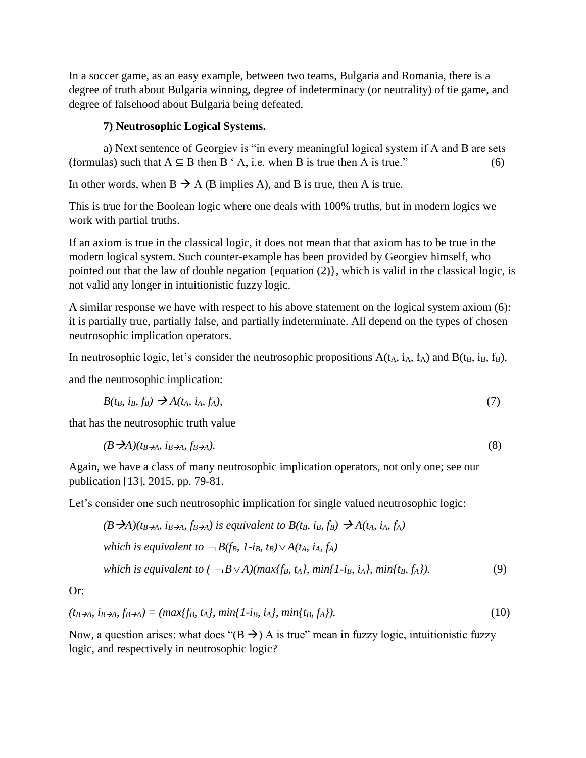In a soccer game, as an easy example, between two teams, Bulgaria and Romania, there is a degree of truth about Bulgaria winning, degree of indeterminacy (or neutrality) of tie game, and degree of falsehood about Bulgaria being defeated.

**7) Neutrosophic Logical Systems.**

a) Next sentence of Georgiev is "in every meaningful logical system if A and B are sets (formulas) such that $A \subseteq B$ then B ‘ A, i.e. when B is true then A is true." (6)

In other words, when $B \rightarrow A$ (B implies A), and B is true, then A is true.

This is true for the Boolean logic where one deals with 100% truths, but in modern logics we work with partial truths.

If an axiom is true in the classical logic, it does not mean that that axiom has to be true in the modern logical system. Such counter-example has been provided by Georgiev himself, who pointed out that the law of double negation {equation (2)}, which is valid in the classical logic, is not valid any longer in intuitionistic fuzzy logic.

A similar response we have with respect to his above statement on the logical system axiom (6): it is partially true, partially false, and partially indeterminate. All depend on the types of chosen neutrosophic implication operators.

In neutrosophic logic, let's consider the neutrosophic propositions $A(t_A, i_A, f_A)$ and $B(t_B, i_B, f_B)$,

and the neutrosophic implication:

$$B(t_B, i_B, f_B) \rightarrow A(t_A, i_A, f_A), \quad (7)$$

that has the neutrosophic truth value

$$(B \rightarrow A)(t_{B \rightarrow A}, i_{B \rightarrow A}, f_{B \rightarrow A}). \quad (8)$$

Again, we have a class of many neutrosophic implication operators, not only one; see our publication [13], 2015, pp. 79-81.

Let's consider one such neutrosophic implication for single valued neutrosophic logic:

$(B \rightarrow A)(t_{B \rightarrow A}, i_{B \rightarrow A}, f_{B \rightarrow A})$ *is equivalent to* $B(t_B, i_B, f_B) \rightarrow A(t_A, i_A, f_A)$

*which is equivalent to* $\neg B(f_B, 1\text{-}i_B, t_B) \vee A(t_A, i_A, f_A)$

*which is equivalent to* $(\neg B \vee A)(\max\{f_B, t_A\}, \min\{1\text{-}i_B, i_A\}, \min\{t_B, f_A\})$. (9)

Or:

$$(t_{B \rightarrow A}, i_{B \rightarrow A}, f_{B \rightarrow A}) = (\max\{f_B, t_A\}, \min\{1\text{-}i_B, i_A\}, \min\{t_B, f_A\}). \quad (10)$$

Now, a question arises: what does "$(B \rightarrow)$ A is true" mean in fuzzy logic, intuitionistic fuzzy logic, and respectively in neutrosophic logic?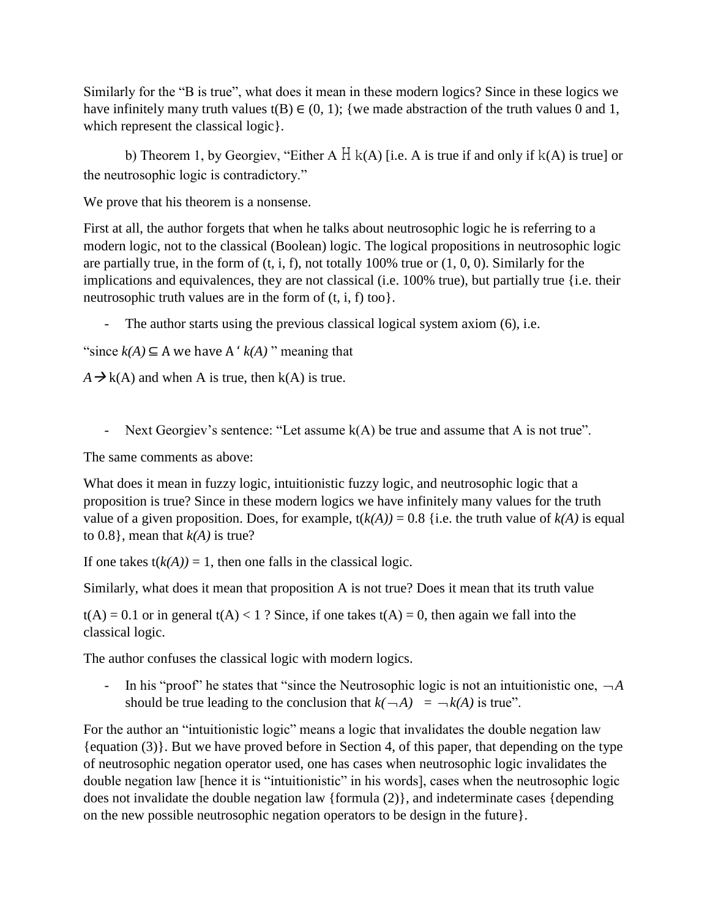Similarly for the "B is true", what does it mean in these modern logics? Since in these logics we have infinitely many truth values $t(B) \in (0, 1)$; {we made abstraction of the truth values 0 and 1, which represent the classical logic}.

b) Theorem 1, by Georgiev, "Either A $\leftrightarrow$ k(A) [i.e. A is true if and only if k(A) is true] or the neutrosophic logic is contradictory."

We prove that his theorem is a nonsense.

First at all, the author forgets that when he talks about neutrosophic logic he is referring to a modern logic, not to the classical (Boolean) logic. The logical propositions in neutrosophic logic are partially true, in the form of (t, i, f), not totally 100% true or (1, 0, 0). Similarly for the implications and equivalences, they are not classical (i.e. 100% true), but partially true {i.e. their neutrosophic truth values are in the form of (t, i, f) too}.

- The author starts using the previous classical logical system axiom (6), i.e.

"since $k(A) \subseteq A$ we have $A \vdash k(A)$ " meaning that

$A \rightarrow k(A)$ and when A is true, then k(A) is true.

- Next Georgiev's sentence: "Let assume k(A) be true and assume that A is not true".

The same comments as above:

What does it mean in fuzzy logic, intuitionistic fuzzy logic, and neutrosophic logic that a proposition is true? Since in these modern logics we have infinitely many values for the truth value of a given proposition. Does, for example, $t(k(A)) = 0.8$ {i.e. the truth value of *k(A)* is equal to 0.8}, mean that *k(A)* is true?

If one takes $t(k(A)) = 1$, then one falls in the classical logic.

Similarly, what does it mean that proposition A is not true? Does it mean that its truth value

$t(A) = 0.1$ or in general $t(A) < 1$ ? Since, if one takes $t(A) = 0$, then again we fall into the classical logic.

The author confuses the classical logic with modern logics.

- In his "proof" he states that "since the Neutrosophic logic is not an intuitionistic one, $\neg A$ should be true leading to the conclusion that $k(\neg A) = \neg k(A)$ is true".

For the author an "intuitionistic logic" means a logic that invalidates the double negation law {equation (3)}. But we have proved before in Section 4, of this paper, that depending on the type of neutrosophic negation operator used, one has cases when neutrosophic logic invalidates the double negation law [hence it is "intuitionistic" in his words], cases when the neutrosophic logic does not invalidate the double negation law {formula (2)}, and indeterminate cases {depending on the new possible neutrosophic negation operators to be design in the future}.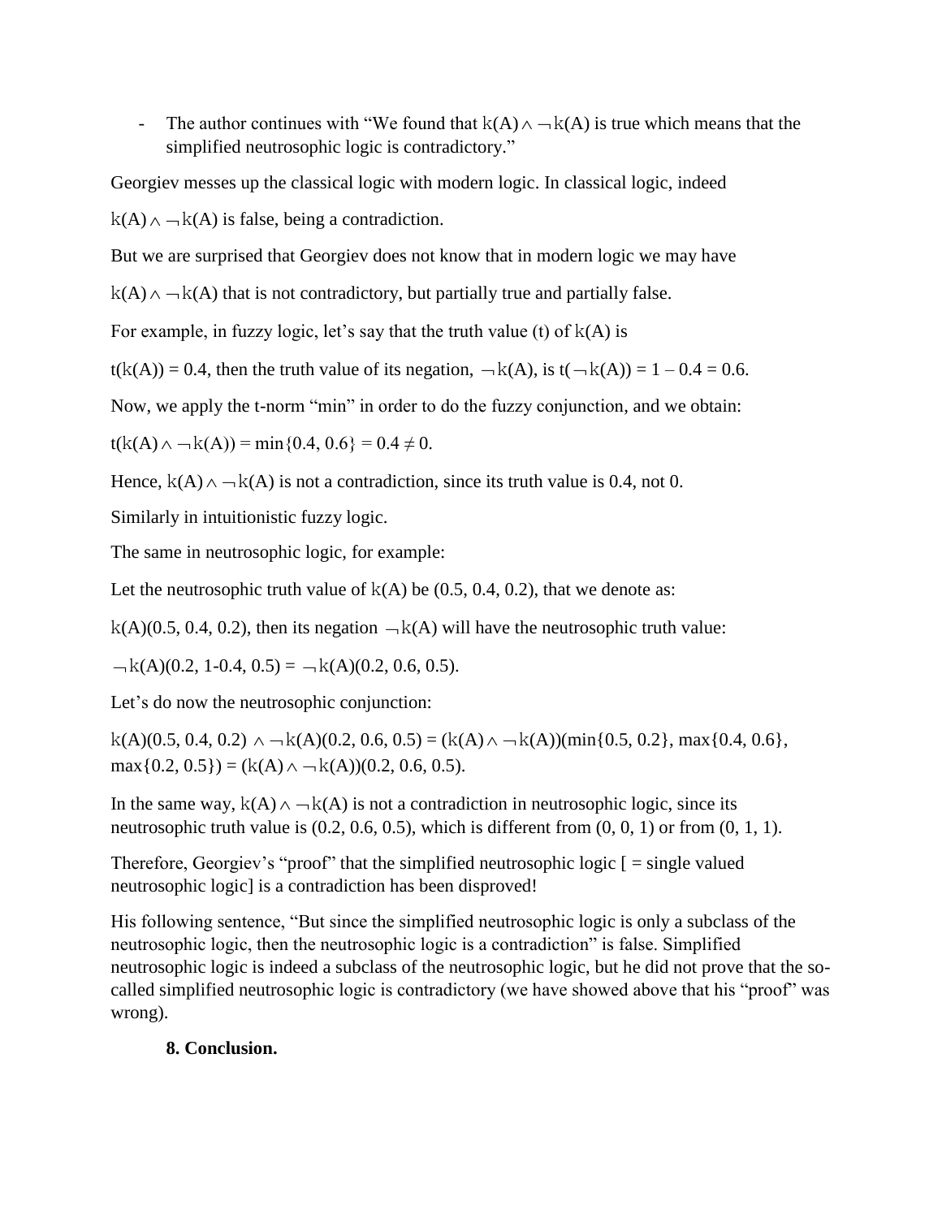- The author continues with "We found that $k(A) \wedge \neg k(A)$ is true which means that the simplified neutrosophic logic is contradictory."

Georgiev messes up the classical logic with modern logic. In classical logic, indeed

$k(A) \wedge \neg k(A)$ is false, being a contradiction.

But we are surprised that Georgiev does not know that in modern logic we may have

$k(A) \wedge \neg k(A)$ that is not contradictory, but partially true and partially false.

For example, in fuzzy logic, let's say that the truth value (t) of $k(A)$ is

$t(k(A)) = 0.4$, then the truth value of its negation, $\neg k(A)$, is $t(\neg k(A)) = 1 - 0.4 = 0.6$.

Now, we apply the t-norm "min" in order to do the fuzzy conjunction, and we obtain:

$t(k(A) \wedge \neg k(A)) = \min\{0.4, 0.6\} = 0.4 \neq 0$.

Hence, $k(A) \wedge \neg k(A)$ is not a contradiction, since its truth value is 0.4, not 0.

Similarly in intuitionistic fuzzy logic.

The same in neutrosophic logic, for example:

Let the neutrosophic truth value of $k(A)$ be (0.5, 0.4, 0.2), that we denote as:

$k(A)(0.5, 0.4, 0.2)$, then its negation $\neg k(A)$ will have the neutrosophic truth value:

$\neg k(A)(0.2, 1\text{-}0.4, 0.5) = \neg k(A)(0.2, 0.6, 0.5)$.

Let's do now the neutrosophic conjunction:

$k(A)(0.5, 0.4, 0.2) \wedge \neg k(A)(0.2, 0.6, 0.5) = (k(A) \wedge \neg k(A))(\min\{0.5, 0.2\}, \max\{0.4, 0.6\}, \max\{0.2, 0.5\}) = (k(A) \wedge \neg k(A))(0.2, 0.6, 0.5)$.

In the same way, $k(A) \wedge \neg k(A)$ is not a contradiction in neutrosophic logic, since its neutrosophic truth value is (0.2, 0.6, 0.5), which is different from (0, 0, 1) or from (0, 1, 1).

Therefore, Georgiev's "proof" that the simplified neutrosophic logic [ = single valued neutrosophic logic] is a contradiction has been disproved!

His following sentence, "But since the simplified neutrosophic logic is only a subclass of the neutrosophic logic, then the neutrosophic logic is a contradiction" is false. Simplified neutrosophic logic is indeed a subclass of the neutrosophic logic, but he did not prove that the so-called simplified neutrosophic logic is contradictory (we have showed above that his "proof" was wrong).

**8. Conclusion.**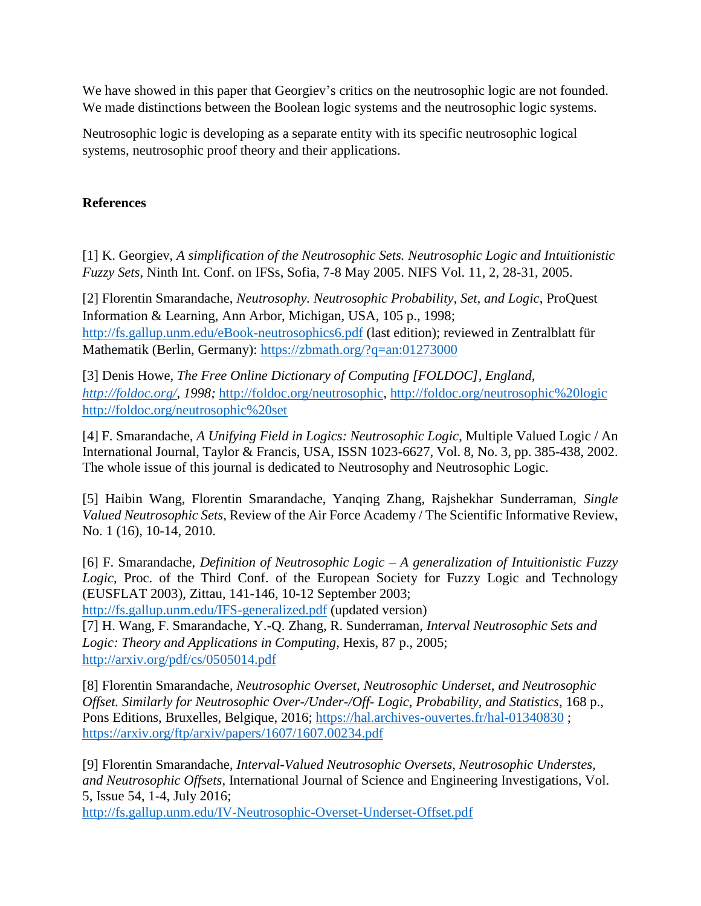We have showed in this paper that Georgiev's critics on the neutrosophic logic are not founded. We made distinctions between the Boolean logic systems and the neutrosophic logic systems.

Neutrosophic logic is developing as a separate entity with its specific neutrosophic logical systems, neutrosophic proof theory and their applications.

**References**

[1] K. Georgiev, *A simplification of the Neutrosophic Sets. Neutrosophic Logic and Intuitionistic Fuzzy Sets*, Ninth Int. Conf. on IFSs, Sofia, 7-8 May 2005. NIFS Vol. 11, 2, 28-31, 2005.

[2] Florentin Smarandache, *Neutrosophy. Neutrosophic Probability, Set, and Logic*, ProQuest Information & Learning, Ann Arbor, Michigan, USA, 105 p., 1998; http://fs.gallup.unm.edu/eBook-neutrosophics6.pdf (last edition); reviewed in Zentralblatt für Mathematik (Berlin, Germany): https://zbmath.org/?q=an:01273000

[3] Denis Howe, *The Free Online Dictionary of Computing [FOLDOC], England, http://foldoc.org/, 1998;* http://foldoc.org/neutrosophic, http://foldoc.org/neutrosophic%20logic http://foldoc.org/neutrosophic%20set

[4] F. Smarandache, *A Unifying Field in Logics: Neutrosophic Logic*, Multiple Valued Logic / An International Journal, Taylor & Francis, USA, ISSN 1023-6627, Vol. 8, No. 3, pp. 385-438, 2002. The whole issue of this journal is dedicated to Neutrosophy and Neutrosophic Logic.

[5] Haibin Wang, Florentin Smarandache, Yanqing Zhang, Rajshekhar Sunderraman, *Single Valued Neutrosophic Sets*, Review of the Air Force Academy / The Scientific Informative Review, No. 1 (16), 10-14, 2010.

[6] F. Smarandache, *Definition of Neutrosophic Logic – A generalization of Intuitionistic Fuzzy Logic*, Proc. of the Third Conf. of the European Society for Fuzzy Logic and Technology (EUSFLAT 2003), Zittau, 141-146, 10-12 September 2003; http://fs.gallup.unm.edu/IFS-generalized.pdf (updated version)

[7] H. Wang, F. Smarandache, Y.-Q. Zhang, R. Sunderraman, *Interval Neutrosophic Sets and Logic: Theory and Applications in Computing*, Hexis, 87 p., 2005; http://arxiv.org/pdf/cs/0505014.pdf

[8] Florentin Smarandache, *Neutrosophic Overset, Neutrosophic Underset, and Neutrosophic Offset. Similarly for Neutrosophic Over-/Under-/Off- Logic, Probability, and Statistics*, 168 p., Pons Editions, Bruxelles, Belgique, 2016; https://hal.archives-ouvertes.fr/hal-01340830 ; https://arxiv.org/ftp/arxiv/papers/1607/1607.00234.pdf

[9] Florentin Smarandache, *Interval-Valued Neutrosophic Oversets, Neutrosophic Understes, and Neutrosophic Offsets*, International Journal of Science and Engineering Investigations, Vol. 5, Issue 54, 1-4, July 2016; http://fs.gallup.unm.edu/IV-Neutrosophic-Overset-Underset-Offset.pdf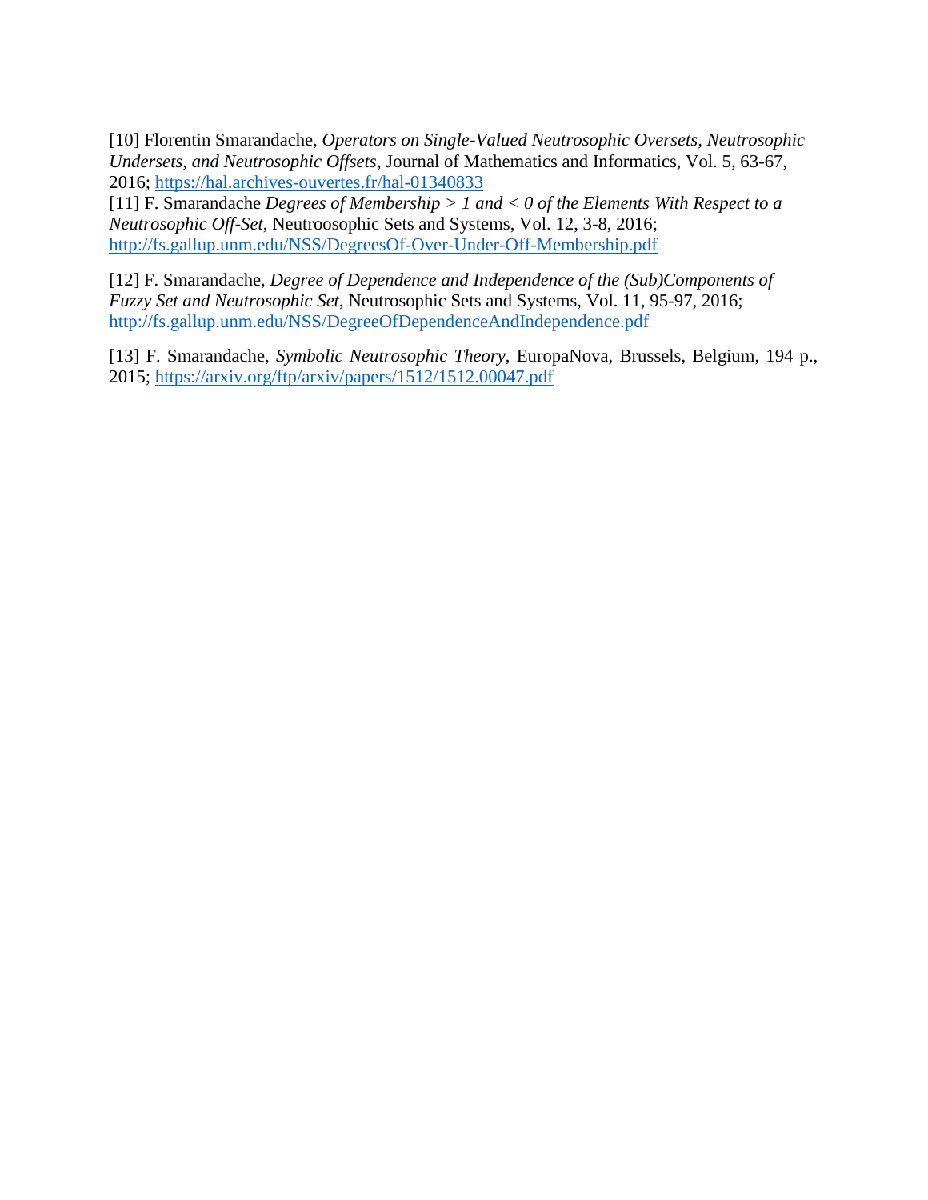[10] Florentin Smarandache, *Operators on Single-Valued Neutrosophic Oversets, Neutrosophic Undersets, and Neutrosophic Offsets*, Journal of Mathematics and Informatics, Vol. 5, 63-67, 2016; https://hal.archives-ouvertes.fr/hal-01340833

[11] F. Smarandache *Degrees of Membership > 1 and < 0 of the Elements With Respect to a Neutrosophic Off-Set*, Neutroosophic Sets and Systems, Vol. 12, 3-8, 2016; http://fs.gallup.unm.edu/NSS/DegreesOf-Over-Under-Off-Membership.pdf

[12] F. Smarandache, *Degree of Dependence and Independence of the (Sub)Components of Fuzzy Set and Neutrosophic Set*, Neutrosophic Sets and Systems, Vol. 11, 95-97, 2016; http://fs.gallup.unm.edu/NSS/DegreeOfDependenceAndIndependence.pdf

[13] F. Smarandache, *Symbolic Neutrosophic Theory*, EuropaNova, Brussels, Belgium, 194 p., 2015; https://arxiv.org/ftp/arxiv/papers/1512/1512.00047.pdf